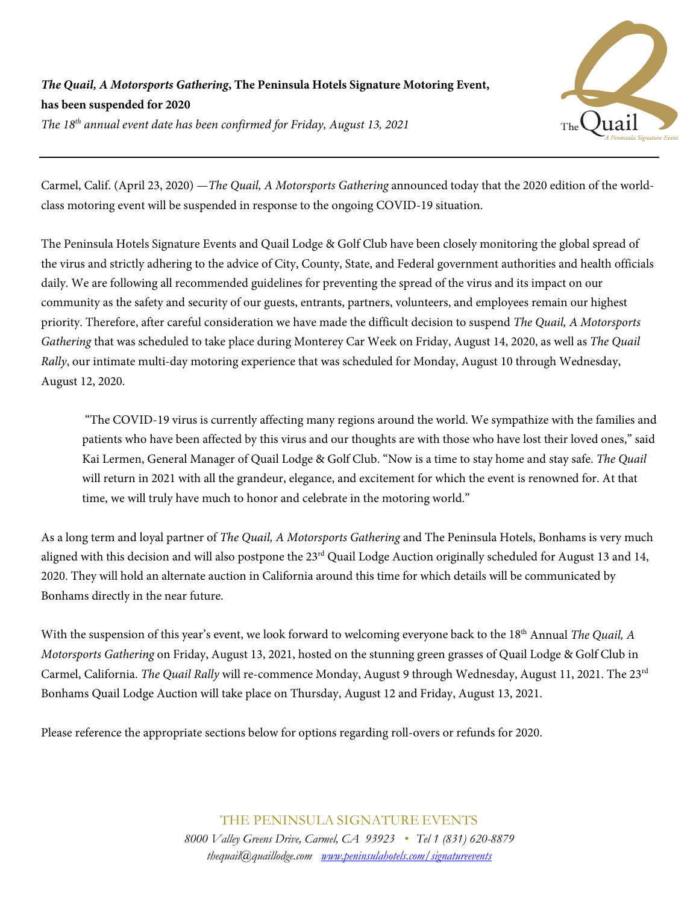***The Quail, A Motorsports Gathering*, The Peninsula Hotels Signature Motoring Event, has been suspended for 2020**

*The 18th annual event date has been confirmed for Friday, August 13, 2021*

---

Carmel, Calif. (April 23, 2020) —*The Quail, A Motorsports Gathering* announced today that the 2020 edition of the world-class motoring event will be suspended in response to the ongoing COVID-19 situation.

The Peninsula Hotels Signature Events and Quail Lodge & Golf Club have been closely monitoring the global spread of the virus and strictly adhering to the advice of City, County, State, and Federal government authorities and health officials daily. We are following all recommended guidelines for preventing the spread of the virus and its impact on our community as the safety and security of our guests, entrants, partners, volunteers, and employees remain our highest priority. Therefore, after careful consideration we have made the difficult decision to suspend *The Quail, A Motorsports Gathering* that was scheduled to take place during Monterey Car Week on Friday, August 14, 2020, as well as *The Quail Rally*, our intimate multi-day motoring experience that was scheduled for Monday, August 10 through Wednesday, August 12, 2020.

> "The COVID-19 virus is currently affecting many regions around the world. We sympathize with the families and patients who have been affected by this virus and our thoughts are with those who have lost their loved ones," said Kai Lermen, General Manager of Quail Lodge & Golf Club. "Now is a time to stay home and stay safe. *The Quail* will return in 2021 with all the grandeur, elegance, and excitement for which the event is renowned for. At that time, we will truly have much to honor and celebrate in the motoring world."

As a long term and loyal partner of *The Quail, A Motorsports Gathering* and The Peninsula Hotels, Bonhams is very much aligned with this decision and will also postpone the 23rd Quail Lodge Auction originally scheduled for August 13 and 14, 2020. They will hold an alternate auction in California around this time for which details will be communicated by Bonhams directly in the near future.

With the suspension of this year's event, we look forward to welcoming everyone back to the 18th Annual *The Quail, A Motorsports Gathering* on Friday, August 13, 2021, hosted on the stunning green grasses of Quail Lodge & Golf Club in Carmel, California. *The Quail Rally* will re-commence Monday, August 9 through Wednesday, August 11, 2021. The 23rd Bonhams Quail Lodge Auction will take place on Thursday, August 12 and Friday, August 13, 2021.

Please reference the appropriate sections below for options regarding roll-overs or refunds for 2020.

THE PENINSULA SIGNATURE EVENTS

*8000 Valley Greens Drive, Carmel, CA 93923 • Tel 1 (831) 620-8879*

*thequail@quaillodge.com [www.peninsulahotels.com/signatureevents](www.peninsulahotels.com/signatureevents)*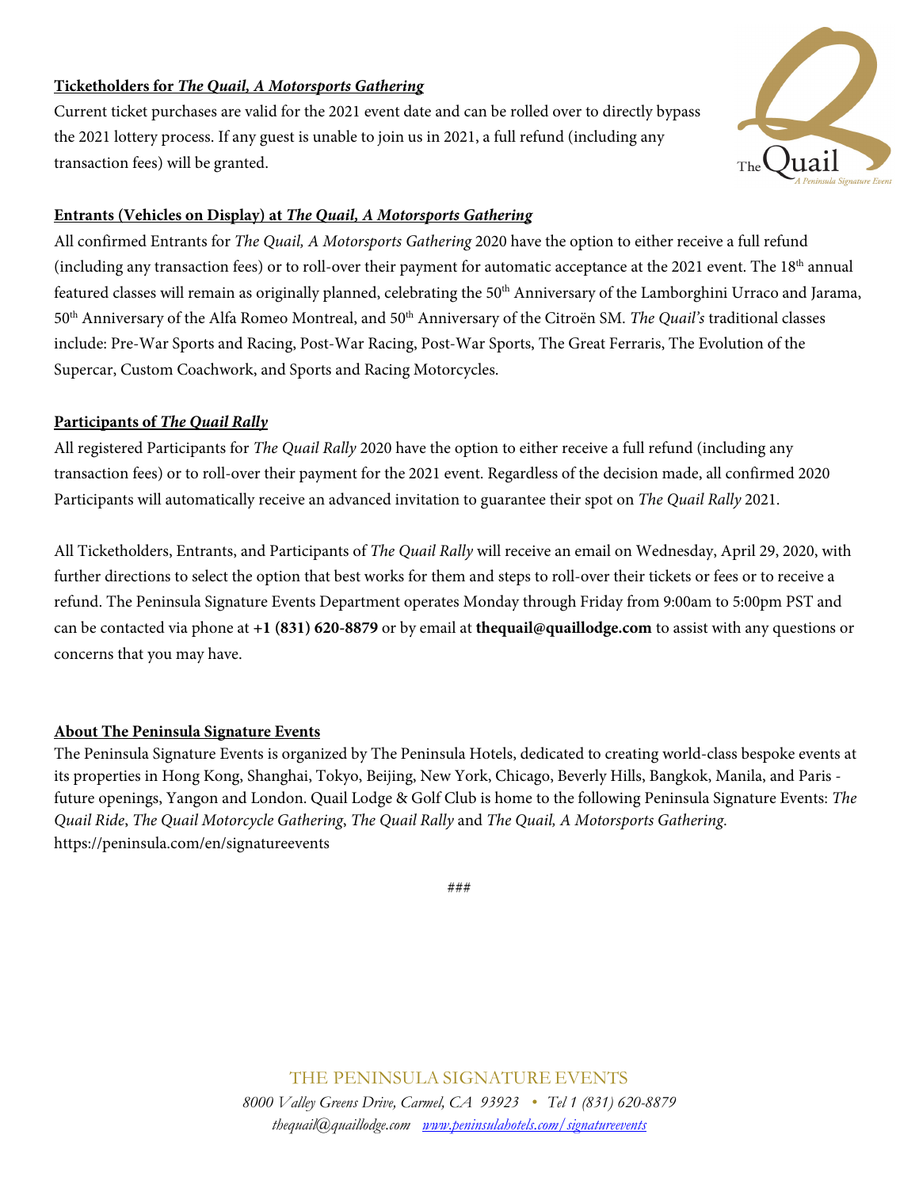**Ticketholders for *The Quail, A Motorsports Gathering***

Current ticket purchases are valid for the 2021 event date and can be rolled over to directly bypass the 2021 lottery process. If any guest is unable to join us in 2021, a full refund (including any transaction fees) will be granted.

**Entrants (Vehicles on Display) at *The Quail, A Motorsports Gathering***

All confirmed Entrants for *The Quail, A Motorsports Gathering* 2020 have the option to either receive a full refund (including any transaction fees) or to roll-over their payment for automatic acceptance at the 2021 event. The 18th annual featured classes will remain as originally planned, celebrating the 50th Anniversary of the Lamborghini Urraco and Jarama, 50th Anniversary of the Alfa Romeo Montreal, and 50th Anniversary of the Citroën SM. *The Quail's* traditional classes include: Pre-War Sports and Racing, Post-War Racing, Post-War Sports, The Great Ferraris, The Evolution of the Supercar, Custom Coachwork, and Sports and Racing Motorcycles.

**Participants of *The Quail Rally***

All registered Participants for *The Quail Rally* 2020 have the option to either receive a full refund (including any transaction fees) or to roll-over their payment for the 2021 event. Regardless of the decision made, all confirmed 2020 Participants will automatically receive an advanced invitation to guarantee their spot on *The Quail Rally* 2021.

All Ticketholders, Entrants, and Participants of *The Quail Rally* will receive an email on Wednesday, April 29, 2020, with further directions to select the option that best works for them and steps to roll-over their tickets or fees or to receive a refund. The Peninsula Signature Events Department operates Monday through Friday from 9:00am to 5:00pm PST and can be contacted via phone at **+1 (831) 620-8879** or by email at **thequail@quaillodge.com** to assist with any questions or concerns that you may have.

**About The Peninsula Signature Events**

The Peninsula Signature Events is organized by The Peninsula Hotels, dedicated to creating world-class bespoke events at its properties in Hong Kong, Shanghai, Tokyo, Beijing, New York, Chicago, Beverly Hills, Bangkok, Manila, and Paris - future openings, Yangon and London. Quail Lodge & Golf Club is home to the following Peninsula Signature Events: *The Quail Ride*, *The Quail Motorcycle Gathering*, *The Quail Rally* and *The Quail, A Motorsports Gathering*.
https://peninsula.com/en/signatureevents

###

THE PENINSULA SIGNATURE EVENTS

*8000 Valley Greens Drive, Carmel, CA 93923 • Tel 1 (831) 620-8879*

*thequail@quaillodge.com www.peninsulahotels.com/signatureevents*